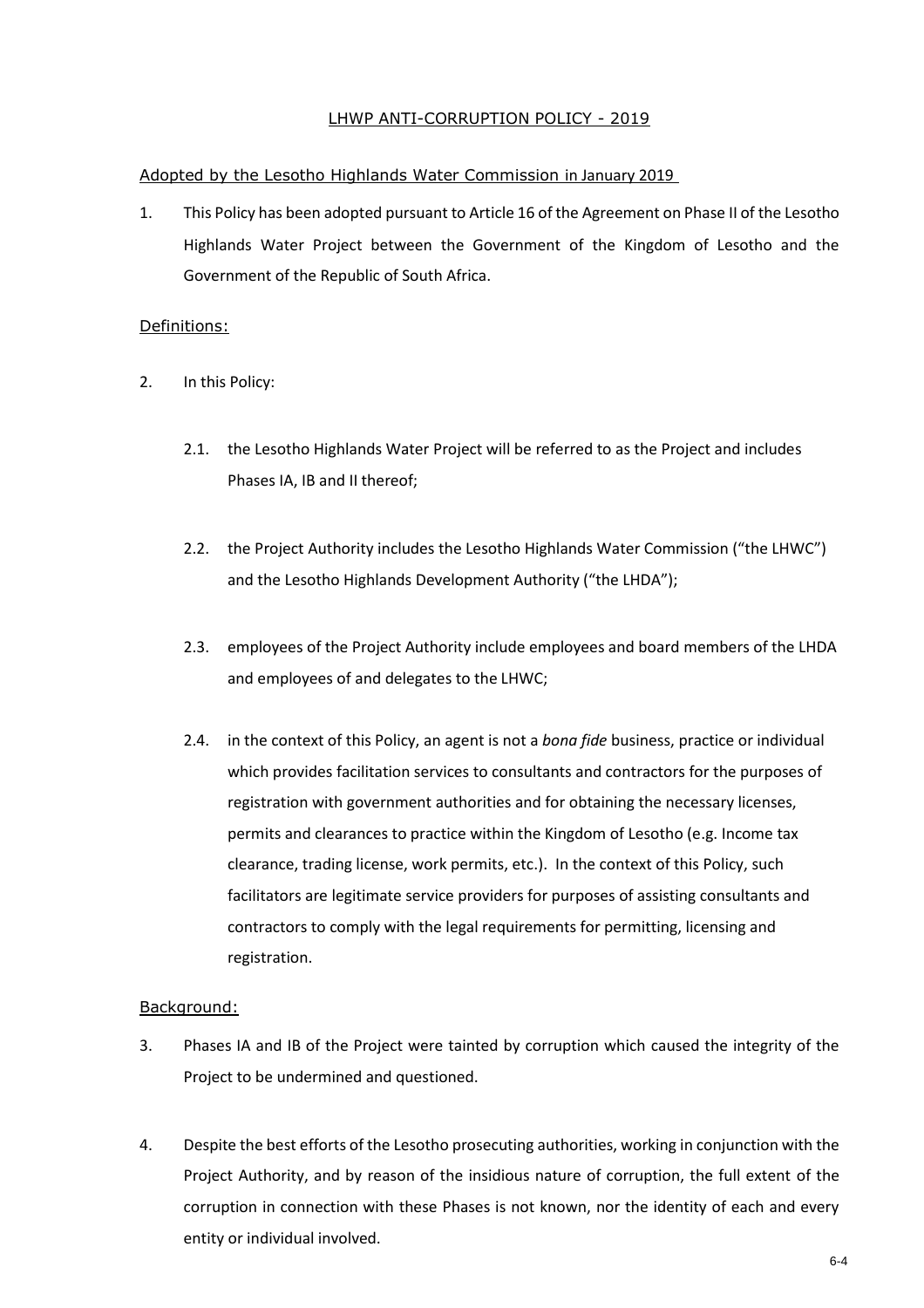# LHWP ANTI-CORRUPTION POLICY - 2019

Adopted by the Lesotho Highlands Water Commission in January 2019

1. This Policy has been adopted pursuant to Article 16 of the Agreement on Phase II of the Lesotho Highlands Water Project between the Government of the Kingdom of Lesotho and the Government of the Republic of South Africa.

## Definitions:

2. In this Policy:

   2.1. the Lesotho Highlands Water Project will be referred to as the Project and includes Phases IA, IB and II thereof;

   2.2. the Project Authority includes the Lesotho Highlands Water Commission ("the LHWC") and the Lesotho Highlands Development Authority ("the LHDA");

   2.3. employees of the Project Authority include employees and board members of the LHDA and employees of and delegates to the LHWC;

   2.4. in the context of this Policy, an agent is not a *bona fide* business, practice or individual which provides facilitation services to consultants and contractors for the purposes of registration with government authorities and for obtaining the necessary licenses, permits and clearances to practice within the Kingdom of Lesotho (e.g. Income tax clearance, trading license, work permits, etc.). In the context of this Policy, such facilitators are legitimate service providers for purposes of assisting consultants and contractors to comply with the legal requirements for permitting, licensing and registration.

## Background:

3. Phases IA and IB of the Project were tainted by corruption which caused the integrity of the Project to be undermined and questioned.

4. Despite the best efforts of the Lesotho prosecuting authorities, working in conjunction with the Project Authority, and by reason of the insidious nature of corruption, the full extent of the corruption in connection with these Phases is not known, nor the identity of each and every entity or individual involved.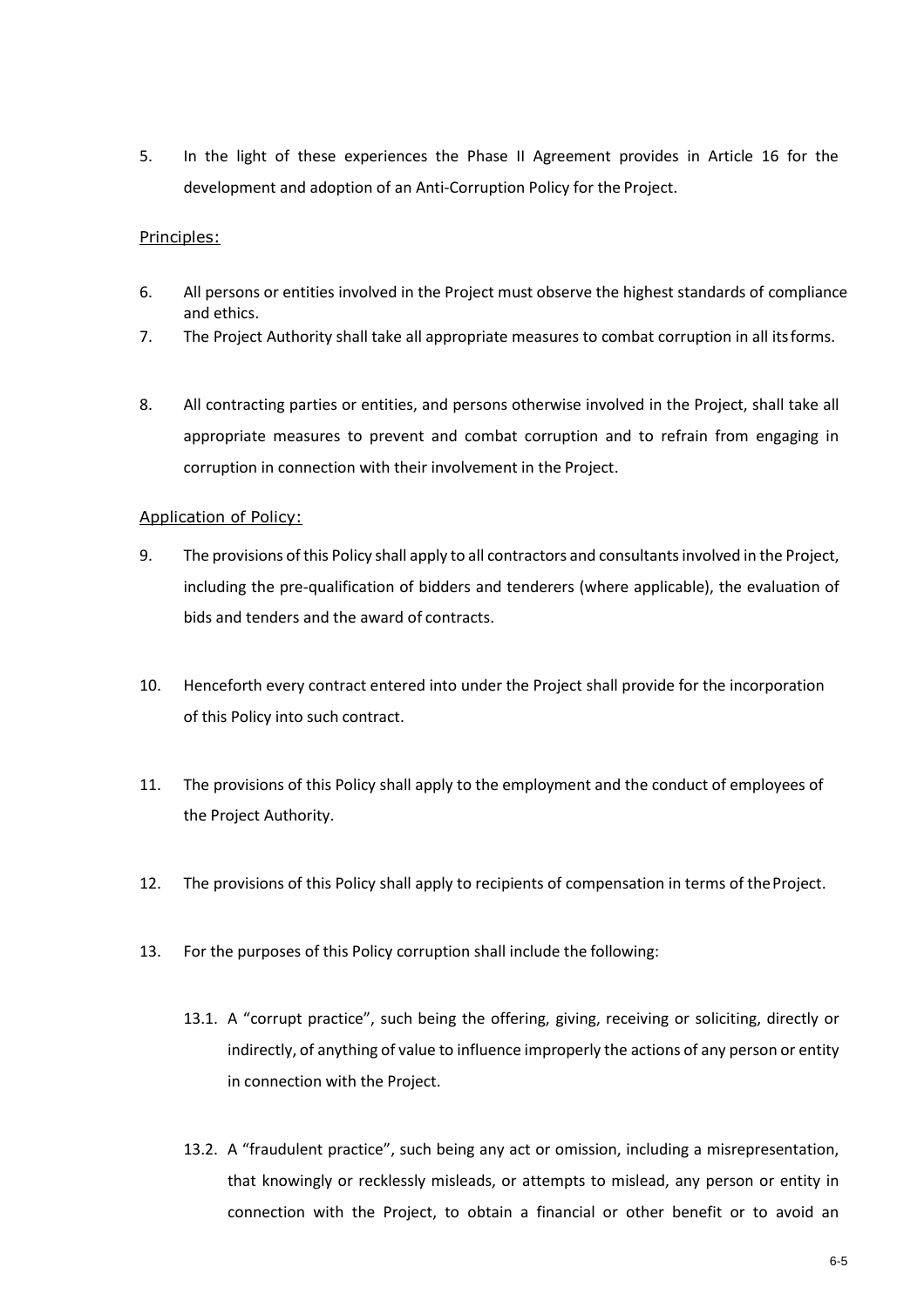5. In the light of these experiences the Phase II Agreement provides in Article 16 for the development and adoption of an Anti-Corruption Policy for the Project.

Principles:

6. All persons or entities involved in the Project must observe the highest standards of compliance and ethics.
7. The Project Authority shall take all appropriate measures to combat corruption in all its forms.
8. All contracting parties or entities, and persons otherwise involved in the Project, shall take all appropriate measures to prevent and combat corruption and to refrain from engaging in corruption in connection with their involvement in the Project.

Application of Policy:

9. The provisions of this Policy shall apply to all contractors and consultants involved in the Project, including the pre-qualification of bidders and tenderers (where applicable), the evaluation of bids and tenders and the award of contracts.
10. Henceforth every contract entered into under the Project shall provide for the incorporation of this Policy into such contract.
11. The provisions of this Policy shall apply to the employment and the conduct of employees of the Project Authority.
12. The provisions of this Policy shall apply to recipients of compensation in terms of the Project.
13. For the purposes of this Policy corruption shall include the following:

    13.1. A "corrupt practice", such being the offering, giving, receiving or soliciting, directly or indirectly, of anything of value to influence improperly the actions of any person or entity in connection with the Project.

    13.2. A "fraudulent practice", such being any act or omission, including a misrepresentation, that knowingly or recklessly misleads, or attempts to mislead, any person or entity in connection with the Project, to obtain a financial or other benefit or to avoid an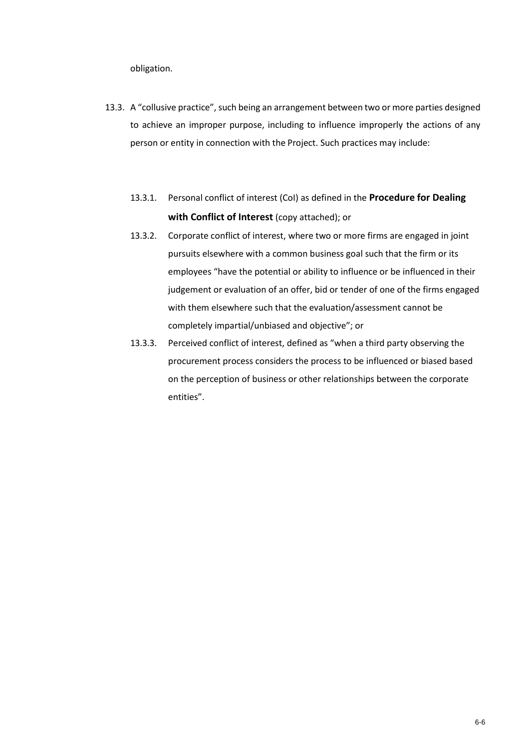obligation.

13.3. A "collusive practice", such being an arrangement between two or more parties designed to achieve an improper purpose, including to influence improperly the actions of any person or entity in connection with the Project. Such practices may include:

13.3.1. Personal conflict of interest (CoI) as defined in the **Procedure for Dealing with Conflict of Interest** (copy attached); or

13.3.2. Corporate conflict of interest, where two or more firms are engaged in joint pursuits elsewhere with a common business goal such that the firm or its employees "have the potential or ability to influence or be influenced in their judgement or evaluation of an offer, bid or tender of one of the firms engaged with them elsewhere such that the evaluation/assessment cannot be completely impartial/unbiased and objective"; or

13.3.3. Perceived conflict of interest, defined as "when a third party observing the procurement process considers the process to be influenced or biased based on the perception of business or other relationships between the corporate entities".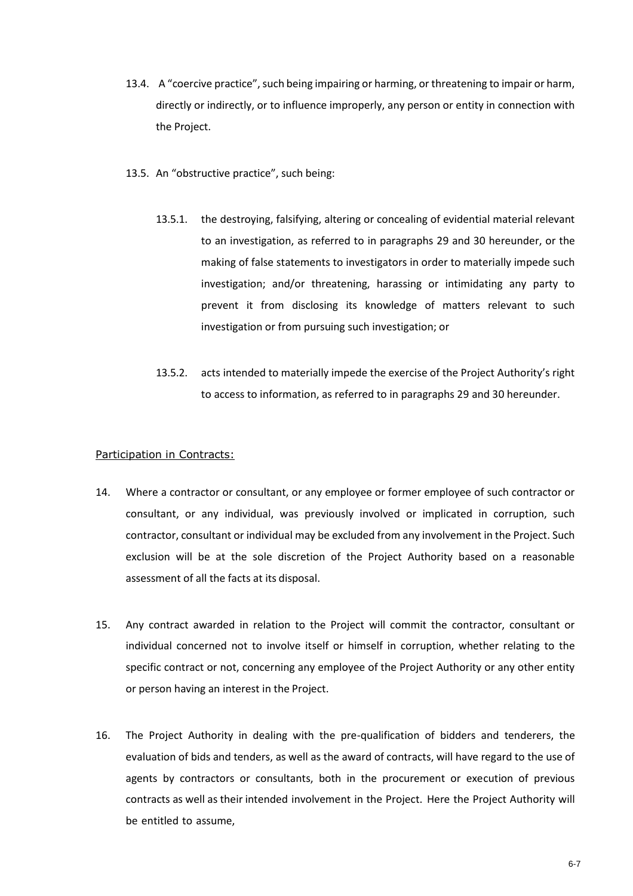13.4. A “coercive practice”, such being impairing or harming, or threatening to impair or harm, directly or indirectly, or to influence improperly, any person or entity in connection with the Project.

13.5. An “obstructive practice”, such being:

13.5.1. the destroying, falsifying, altering or concealing of evidential material relevant to an investigation, as referred to in paragraphs 29 and 30 hereunder, or the making of false statements to investigators in order to materially impede such investigation; and/or threatening, harassing or intimidating any party to prevent it from disclosing its knowledge of matters relevant to such investigation or from pursuing such investigation; or

13.5.2. acts intended to materially impede the exercise of the Project Authority’s right to access to information, as referred to in paragraphs 29 and 30 hereunder.

<u>Participation in Contracts:</u>

14. Where a contractor or consultant, or any employee or former employee of such contractor or consultant, or any individual, was previously involved or implicated in corruption, such contractor, consultant or individual may be excluded from any involvement in the Project. Such exclusion will be at the sole discretion of the Project Authority based on a reasonable assessment of all the facts at its disposal.

15. Any contract awarded in relation to the Project will commit the contractor, consultant or individual concerned not to involve itself or himself in corruption, whether relating to the specific contract or not, concerning any employee of the Project Authority or any other entity or person having an interest in the Project.

16. The Project Authority in dealing with the pre-qualification of bidders and tenderers, the evaluation of bids and tenders, as well as the award of contracts, will have regard to the use of agents by contractors or consultants, both in the procurement or execution of previous contracts as well as their intended involvement in the Project. Here the Project Authority will be entitled to assume,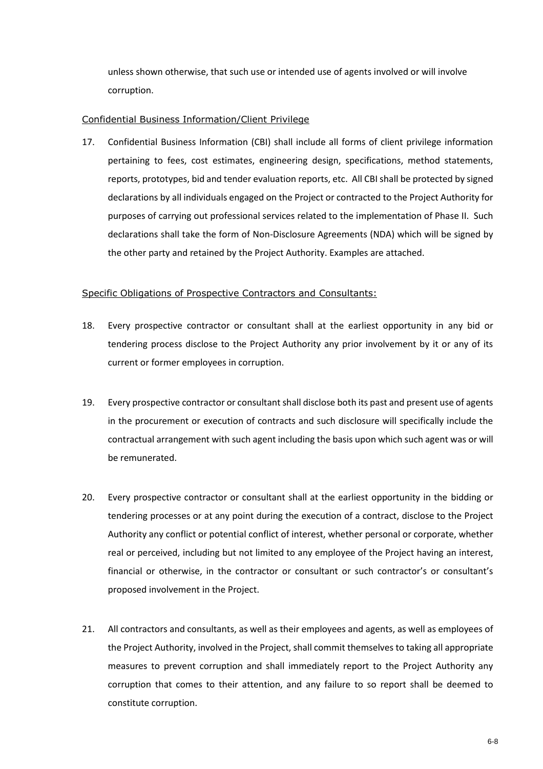unless shown otherwise, that such use or intended use of agents involved or will involve corruption.

### Confidential Business Information/Client Privilege

17. Confidential Business Information (CBI) shall include all forms of client privilege information pertaining to fees, cost estimates, engineering design, specifications, method statements, reports, prototypes, bid and tender evaluation reports, etc. All CBI shall be protected by signed declarations by all individuals engaged on the Project or contracted to the Project Authority for purposes of carrying out professional services related to the implementation of Phase II. Such declarations shall take the form of Non-Disclosure Agreements (NDA) which will be signed by the other party and retained by the Project Authority. Examples are attached.

### Specific Obligations of Prospective Contractors and Consultants:

18. Every prospective contractor or consultant shall at the earliest opportunity in any bid or tendering process disclose to the Project Authority any prior involvement by it or any of its current or former employees in corruption.

19. Every prospective contractor or consultant shall disclose both its past and present use of agents in the procurement or execution of contracts and such disclosure will specifically include the contractual arrangement with such agent including the basis upon which such agent was or will be remunerated.

20. Every prospective contractor or consultant shall at the earliest opportunity in the bidding or tendering processes or at any point during the execution of a contract, disclose to the Project Authority any conflict or potential conflict of interest, whether personal or corporate, whether real or perceived, including but not limited to any employee of the Project having an interest, financial or otherwise, in the contractor or consultant or such contractor's or consultant's proposed involvement in the Project.

21. All contractors and consultants, as well as their employees and agents, as well as employees of the Project Authority, involved in the Project, shall commit themselves to taking all appropriate measures to prevent corruption and shall immediately report to the Project Authority any corruption that comes to their attention, and any failure to so report shall be deemed to constitute corruption.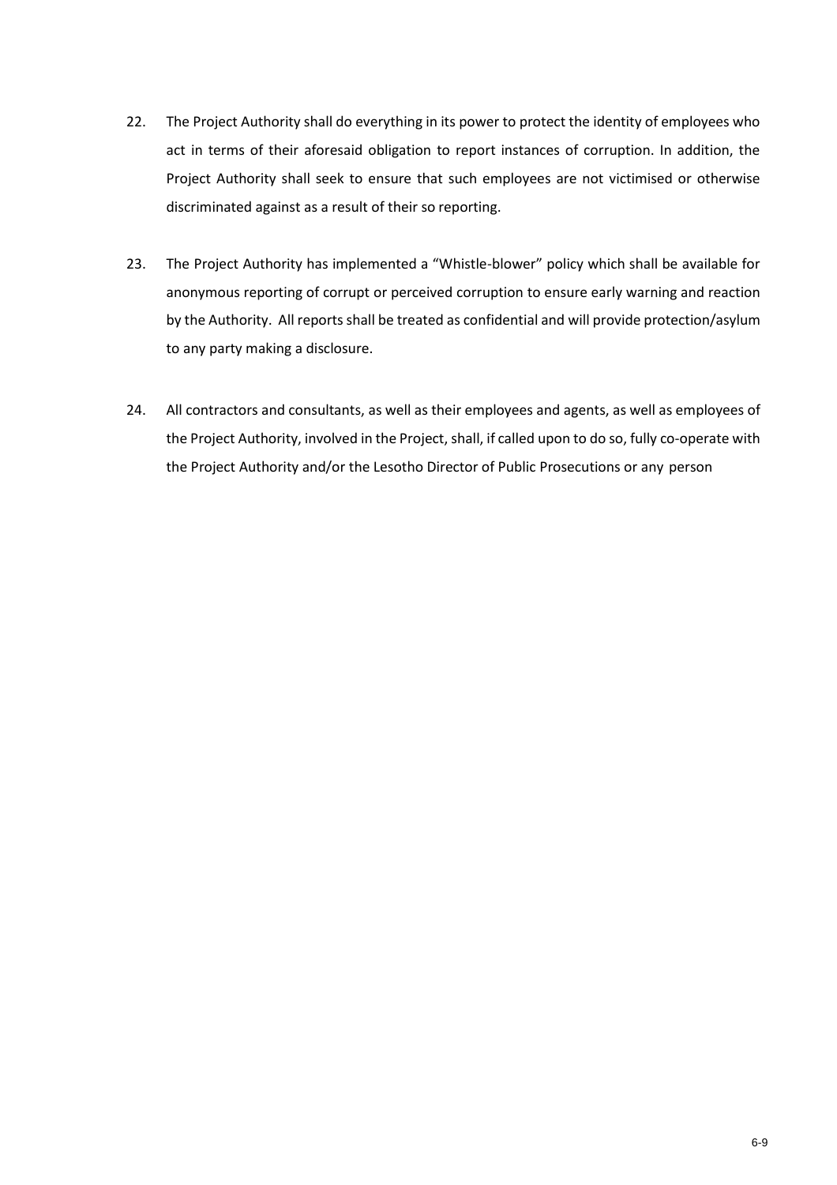22. The Project Authority shall do everything in its power to protect the identity of employees who act in terms of their aforesaid obligation to report instances of corruption. In addition, the Project Authority shall seek to ensure that such employees are not victimised or otherwise discriminated against as a result of their so reporting.

23. The Project Authority has implemented a "Whistle-blower" policy which shall be available for anonymous reporting of corrupt or perceived corruption to ensure early warning and reaction by the Authority. All reports shall be treated as confidential and will provide protection/asylum to any party making a disclosure.

24. All contractors and consultants, as well as their employees and agents, as well as employees of the Project Authority, involved in the Project, shall, if called upon to do so, fully co-operate with the Project Authority and/or the Lesotho Director of Public Prosecutions or any person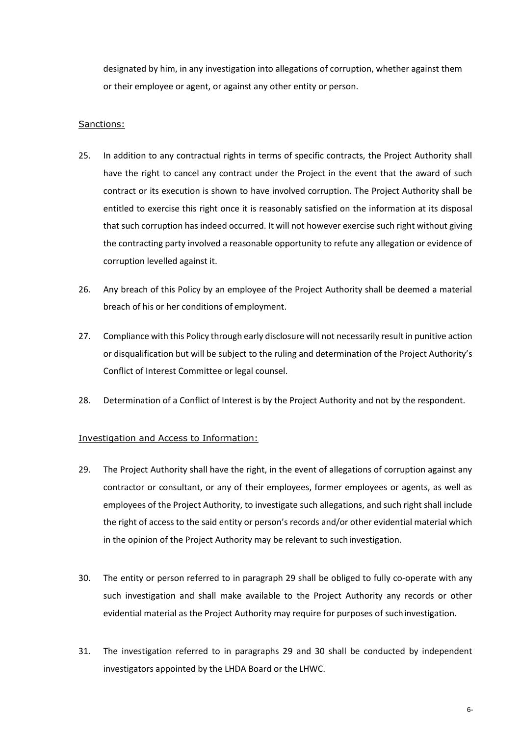designated by him, in any investigation into allegations of corruption, whether against them or their employee or agent, or against any other entity or person.

Sanctions:

25. In addition to any contractual rights in terms of specific contracts, the Project Authority shall have the right to cancel any contract under the Project in the event that the award of such contract or its execution is shown to have involved corruption. The Project Authority shall be entitled to exercise this right once it is reasonably satisfied on the information at its disposal that such corruption has indeed occurred. It will not however exercise such right without giving the contracting party involved a reasonable opportunity to refute any allegation or evidence of corruption levelled against it.

26. Any breach of this Policy by an employee of the Project Authority shall be deemed a material breach of his or her conditions of employment.

27. Compliance with this Policy through early disclosure will not necessarily result in punitive action or disqualification but will be subject to the ruling and determination of the Project Authority's Conflict of Interest Committee or legal counsel.

28. Determination of a Conflict of Interest is by the Project Authority and not by the respondent.

Investigation and Access to Information:

29. The Project Authority shall have the right, in the event of allegations of corruption against any contractor or consultant, or any of their employees, former employees or agents, as well as employees of the Project Authority, to investigate such allegations, and such right shall include the right of access to the said entity or person's records and/or other evidential material which in the opinion of the Project Authority may be relevant to such investigation.

30. The entity or person referred to in paragraph 29 shall be obliged to fully co-operate with any such investigation and shall make available to the Project Authority any records or other evidential material as the Project Authority may require for purposes of such investigation.

31. The investigation referred to in paragraphs 29 and 30 shall be conducted by independent investigators appointed by the LHDA Board or the LHWC.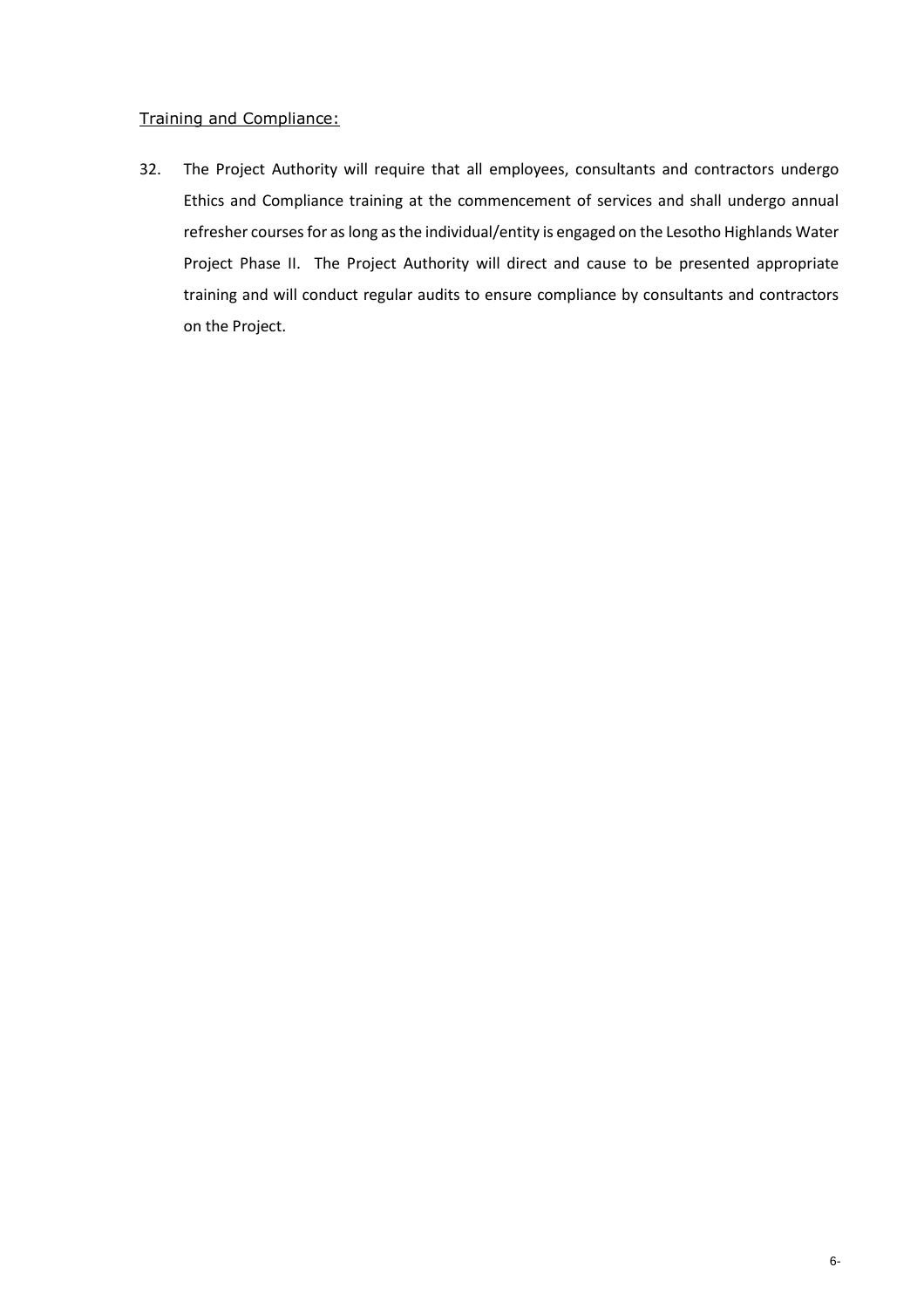Training and Compliance:

32. The Project Authority will require that all employees, consultants and contractors undergo Ethics and Compliance training at the commencement of services and shall undergo annual refresher courses for as long as the individual/entity is engaged on the Lesotho Highlands Water Project Phase II. The Project Authority will direct and cause to be presented appropriate training and will conduct regular audits to ensure compliance by consultants and contractors on the Project.